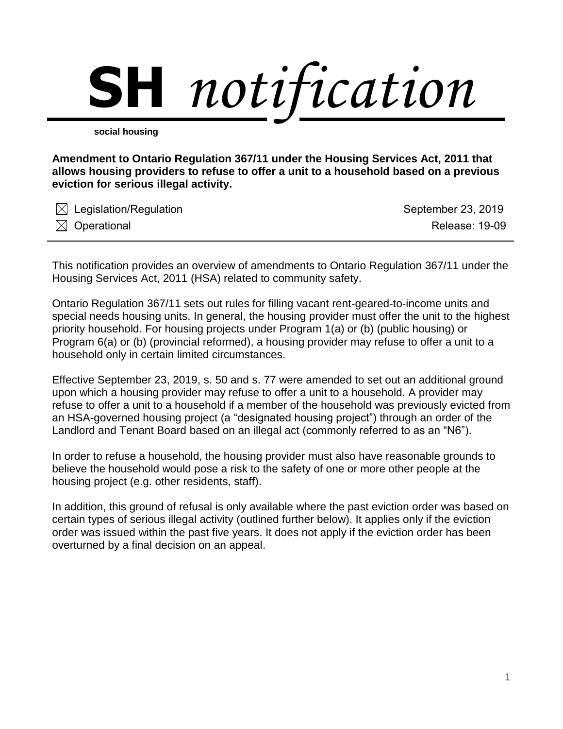# **SH** *notification*

**social housing**

**Amendment to Ontario Regulation 367/11 under the Housing Services Act, 2011 that allows housing providers to refuse to offer a unit to a household based on a previous eviction for serious illegal activity.**

☒ Legislation/Regulation — September 23, 2019

☒ Operational — Release: 19-09

---

This notification provides an overview of amendments to Ontario Regulation 367/11 under the Housing Services Act, 2011 (HSA) related to community safety.

Ontario Regulation 367/11 sets out rules for filling vacant rent-geared-to-income units and special needs housing units. In general, the housing provider must offer the unit to the highest priority household. For housing projects under Program 1(a) or (b) (public housing) or Program 6(a) or (b) (provincial reformed), a housing provider may refuse to offer a unit to a household only in certain limited circumstances.

Effective September 23, 2019, s. 50 and s. 77 were amended to set out an additional ground upon which a housing provider may refuse to offer a unit to a household. A provider may refuse to offer a unit to a household if a member of the household was previously evicted from an HSA-governed housing project (a "designated housing project") through an order of the Landlord and Tenant Board based on an illegal act (commonly referred to as an "N6").

In order to refuse a household, the housing provider must also have reasonable grounds to believe the household would pose a risk to the safety of one or more other people at the housing project (e.g. other residents, staff).

In addition, this ground of refusal is only available where the past eviction order was based on certain types of serious illegal activity (outlined further below). It applies only if the eviction order was issued within the past five years. It does not apply if the eviction order has been overturned by a final decision on an appeal.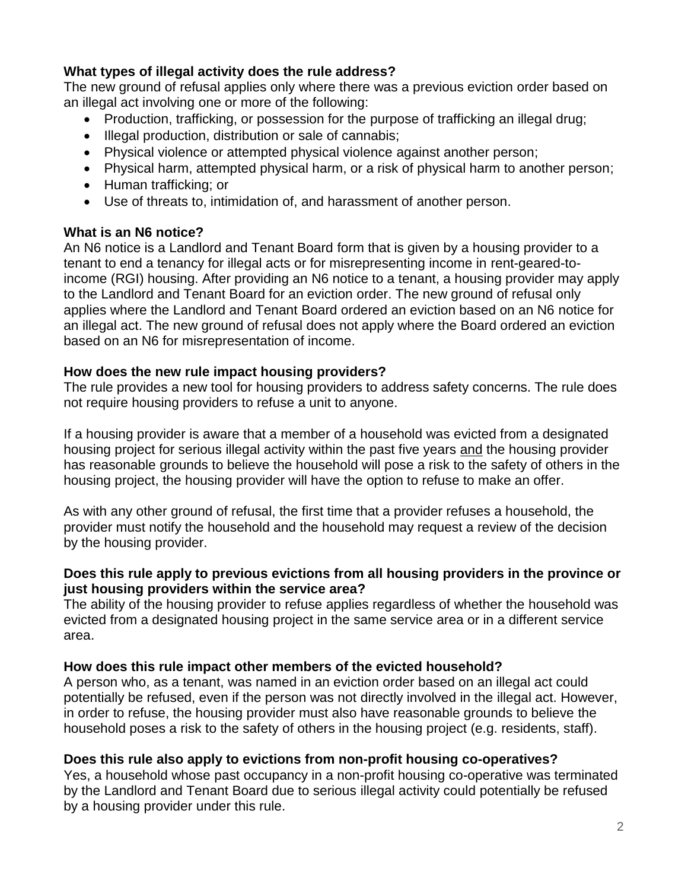**What types of illegal activity does the rule address?**

The new ground of refusal applies only where there was a previous eviction order based on an illegal act involving one or more of the following:

- Production, trafficking, or possession for the purpose of trafficking an illegal drug;
- Illegal production, distribution or sale of cannabis;
- Physical violence or attempted physical violence against another person;
- Physical harm, attempted physical harm, or a risk of physical harm to another person;
- Human trafficking; or
- Use of threats to, intimidation of, and harassment of another person.

**What is an N6 notice?**

An N6 notice is a Landlord and Tenant Board form that is given by a housing provider to a tenant to end a tenancy for illegal acts or for misrepresenting income in rent-geared-to-income (RGI) housing. After providing an N6 notice to a tenant, a housing provider may apply to the Landlord and Tenant Board for an eviction order. The new ground of refusal only applies where the Landlord and Tenant Board ordered an eviction based on an N6 notice for an illegal act. The new ground of refusal does not apply where the Board ordered an eviction based on an N6 for misrepresentation of income.

**How does the new rule impact housing providers?**

The rule provides a new tool for housing providers to address safety concerns. The rule does not require housing providers to refuse a unit to anyone.

If a housing provider is aware that a member of a household was evicted from a designated housing project for serious illegal activity within the past five years and the housing provider has reasonable grounds to believe the household will pose a risk to the safety of others in the housing project, the housing provider will have the option to refuse to make an offer.

As with any other ground of refusal, the first time that a provider refuses a household, the provider must notify the household and the household may request a review of the decision by the housing provider.

**Does this rule apply to previous evictions from all housing providers in the province or just housing providers within the service area?**

The ability of the housing provider to refuse applies regardless of whether the household was evicted from a designated housing project in the same service area or in a different service area.

**How does this rule impact other members of the evicted household?**

A person who, as a tenant, was named in an eviction order based on an illegal act could potentially be refused, even if the person was not directly involved in the illegal act. However, in order to refuse, the housing provider must also have reasonable grounds to believe the household poses a risk to the safety of others in the housing project (e.g. residents, staff).

**Does this rule also apply to evictions from non-profit housing co-operatives?**

Yes, a household whose past occupancy in a non-profit housing co-operative was terminated by the Landlord and Tenant Board due to serious illegal activity could potentially be refused by a housing provider under this rule.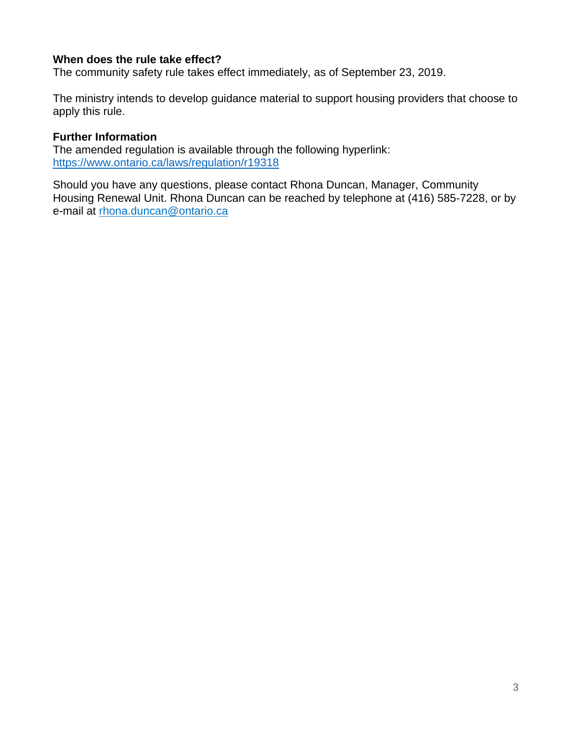**When does the rule take effect?**
The community safety rule takes effect immediately, as of September 23, 2019.

The ministry intends to develop guidance material to support housing providers that choose to apply this rule.

**Further Information**
The amended regulation is available through the following hyperlink:
https://www.ontario.ca/laws/regulation/r19318

Should you have any questions, please contact Rhona Duncan, Manager, Community Housing Renewal Unit. Rhona Duncan can be reached by telephone at (416) 585-7228, or by e-mail at rhona.duncan@ontario.ca